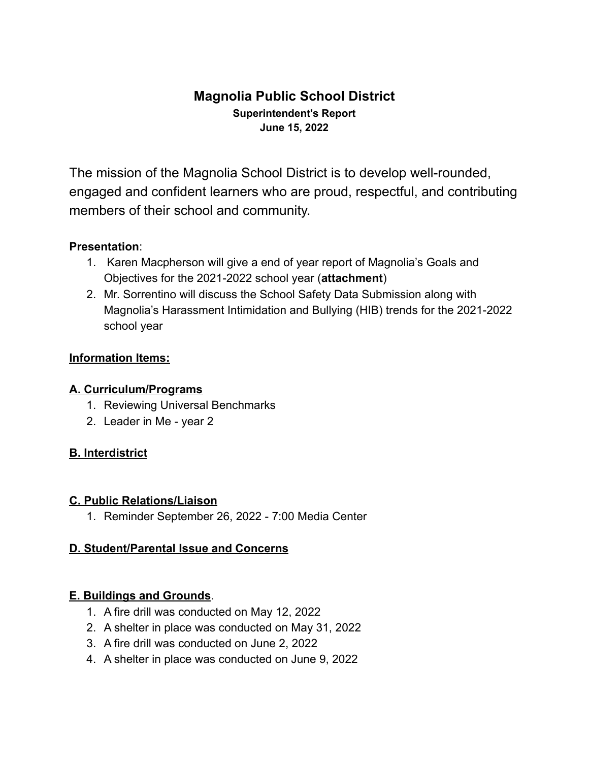# Magnolia Public School District

**Superintendent's Report**
**June 15, 2022**

The mission of the Magnolia School District is to develop well-rounded, engaged and confident learners who are proud, respectful, and contributing members of their school and community.

**Presentation**:

1. Karen Macpherson will give a end of year report of Magnolia's Goals and Objectives for the 2021-2022 school year (**attachment**)
2. Mr. Sorrentino will discuss the School Safety Data Submission along with Magnolia's Harassment Intimidation and Bullying (HIB) trends for the 2021-2022 school year

## Information Items:

### A. Curriculum/Programs

1. Reviewing Universal Benchmarks
2. Leader in Me - year 2

### B. Interdistrict

### C. Public Relations/Liaison

1. Reminder September 26, 2022 - 7:00 Media Center

### D. Student/Parental Issue and Concerns

### E. Buildings and Grounds.

1. A fire drill was conducted on May 12, 2022
2. A shelter in place was conducted on May 31, 2022
3. A fire drill was conducted on June 2, 2022
4. A shelter in place was conducted on June 9, 2022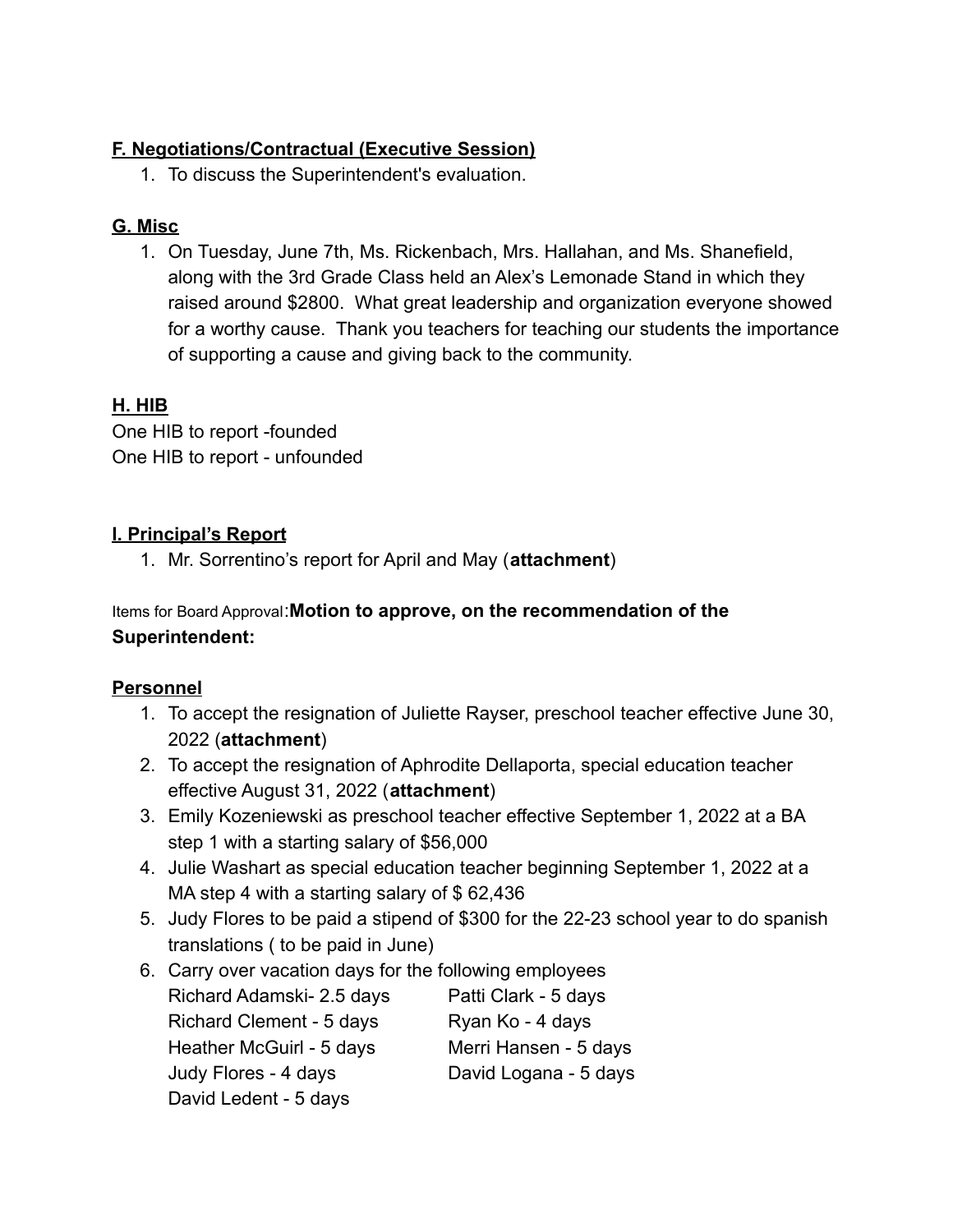**F. Negotiations/Contractual (Executive Session)**

1. To discuss the Superintendent's evaluation.

**G. Misc**

1. On Tuesday, June 7th, Ms. Rickenbach, Mrs. Hallahan, and Ms. Shanefield, along with the 3rd Grade Class held an Alex's Lemonade Stand in which they raised around $2800. What great leadership and organization everyone showed for a worthy cause. Thank you teachers for teaching our students the importance of supporting a cause and giving back to the community.

**H. HIB**

One HIB to report -founded
One HIB to report - unfounded

**I. Principal's Report**

1. Mr. Sorrentino's report for April and May (**attachment**)

Items for Board Approval:**Motion to approve, on the recommendation of the Superintendent:**

**Personnel**

1. To accept the resignation of Juliette Rayser, preschool teacher effective June 30, 2022 (**attachment**)
2. To accept the resignation of Aphrodite Dellaporta, special education teacher effective August 31, 2022 (**attachment**)
3. Emily Kozeniewski as preschool teacher effective September 1, 2022 at a BA step 1 with a starting salary of $56,000
4. Julie Washart as special education teacher beginning September 1, 2022 at a MA step 4 with a starting salary of $ 62,436
5. Judy Flores to be paid a stipend of $300 for the 22-23 school year to do spanish translations ( to be paid in June)
6. Carry over vacation days for the following employees

   | | |
   |---|---|
   | Richard Adamski- 2.5 days | Patti Clark - 5 days |
   | Richard Clement - 5 days | Ryan Ko - 4 days |
   | Heather McGuirl - 5 days | Merri Hansen - 5 days |
   | Judy Flores - 4 days | David Logana - 5 days |
   | David Ledent - 5 days | |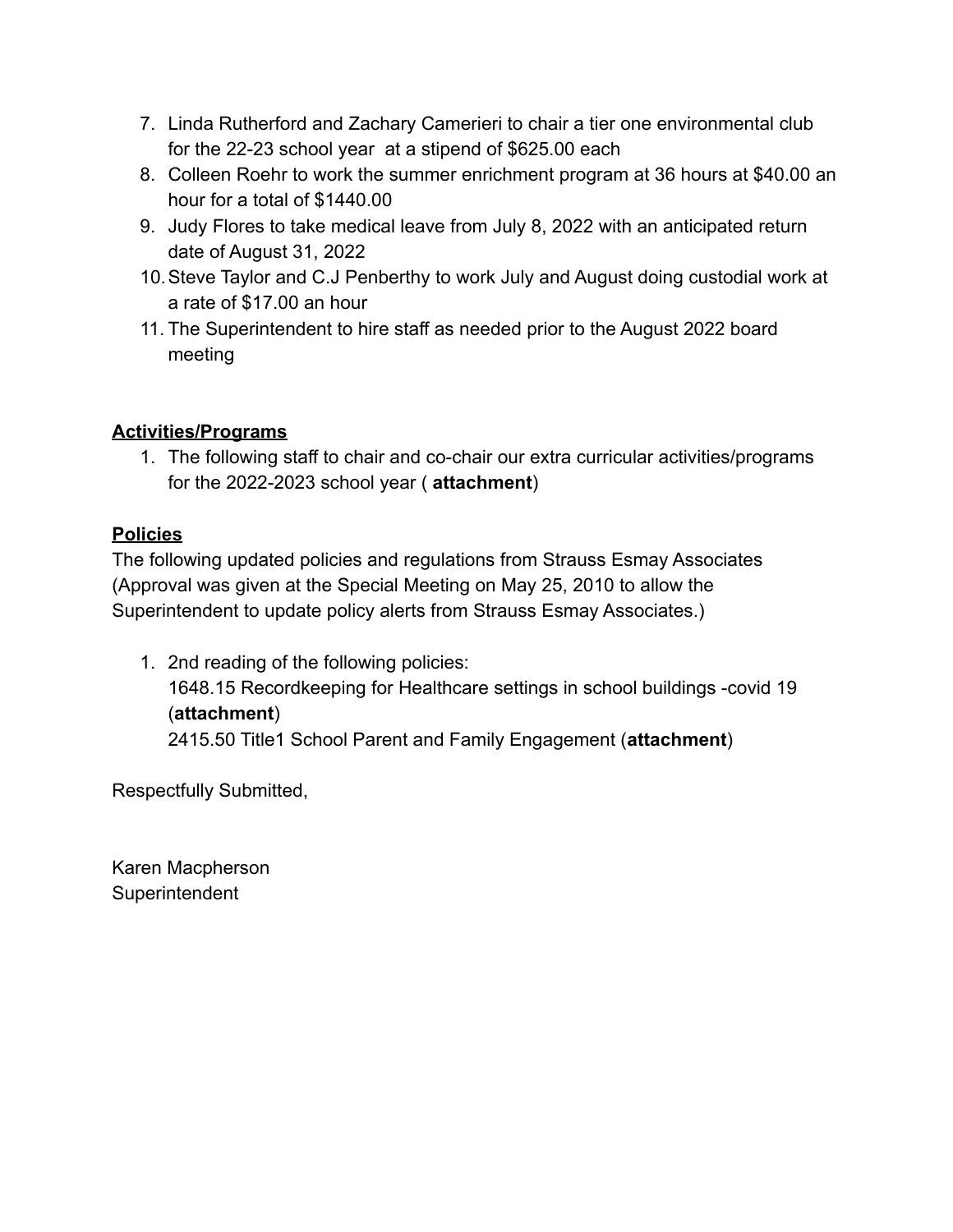7. Linda Rutherford and Zachary Camerieri to chair a tier one environmental club for the 22-23 school year at a stipend of $625.00 each
8. Colleen Roehr to work the summer enrichment program at 36 hours at $40.00 an hour for a total of $1440.00
9. Judy Flores to take medical leave from July 8, 2022 with an anticipated return date of August 31, 2022
10. Steve Taylor and C.J Penberthy to work July and August doing custodial work at a rate of $17.00 an hour
11. The Superintendent to hire staff as needed prior to the August 2022 board meeting

**<u>Activities/Programs</u>**

1. The following staff to chair and co-chair our extra curricular activities/programs for the 2022-2023 school year ( **attachment**)

**<u>Policies</u>**

The following updated policies and regulations from Strauss Esmay Associates (Approval was given at the Special Meeting on May 25, 2010 to allow the Superintendent to update policy alerts from Strauss Esmay Associates.)

1. 2nd reading of the following policies:
   1648.15 Recordkeeping for Healthcare settings in school buildings -covid 19 (**attachment**)
   2415.50 Title1 School Parent and Family Engagement (**attachment**)

Respectfully Submitted,

Karen Macpherson
Superintendent